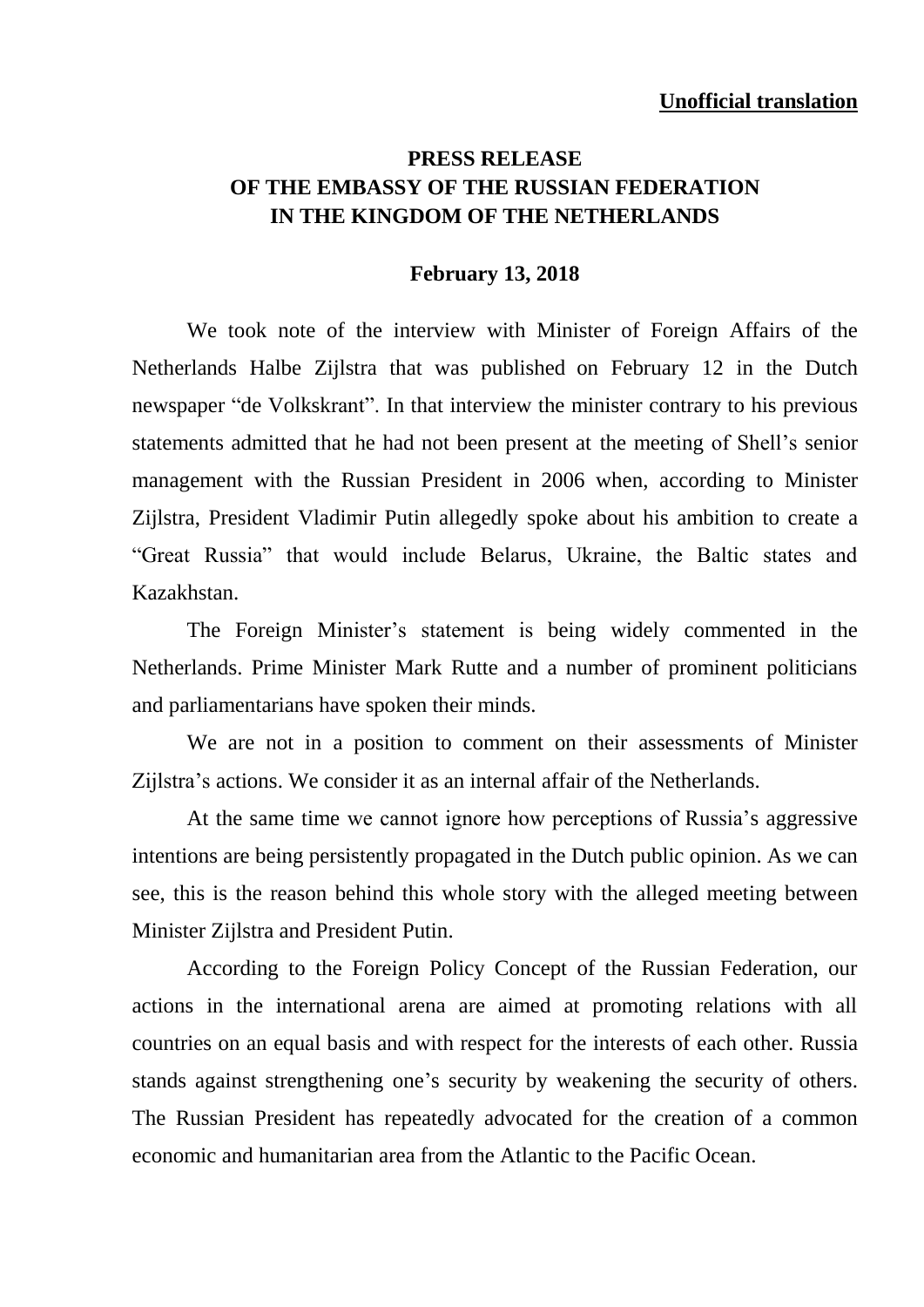**Unofficial translation**

# PRESS RELEASE
# OF THE EMBASSY OF THE RUSSIAN FEDERATION
# IN THE KINGDOM OF THE NETHERLANDS

**February 13, 2018**

We took note of the interview with Minister of Foreign Affairs of the Netherlands Halbe Zijlstra that was published on February 12 in the Dutch newspaper "de Volkskrant". In that interview the minister contrary to his previous statements admitted that he had not been present at the meeting of Shell's senior management with the Russian President in 2006 when, according to Minister Zijlstra, President Vladimir Putin allegedly spoke about his ambition to create a "Great Russia" that would include Belarus, Ukraine, the Baltic states and Kazakhstan.

The Foreign Minister's statement is being widely commented in the Netherlands. Prime Minister Mark Rutte and a number of prominent politicians and parliamentarians have spoken their minds.

We are not in a position to comment on their assessments of Minister Zijlstra's actions. We consider it as an internal affair of the Netherlands.

At the same time we cannot ignore how perceptions of Russia's aggressive intentions are being persistently propagated in the Dutch public opinion. As we can see, this is the reason behind this whole story with the alleged meeting between Minister Zijlstra and President Putin.

According to the Foreign Policy Concept of the Russian Federation, our actions in the international arena are aimed at promoting relations with all countries on an equal basis and with respect for the interests of each other. Russia stands against strengthening one's security by weakening the security of others. The Russian President has repeatedly advocated for the creation of a common economic and humanitarian area from the Atlantic to the Pacific Ocean.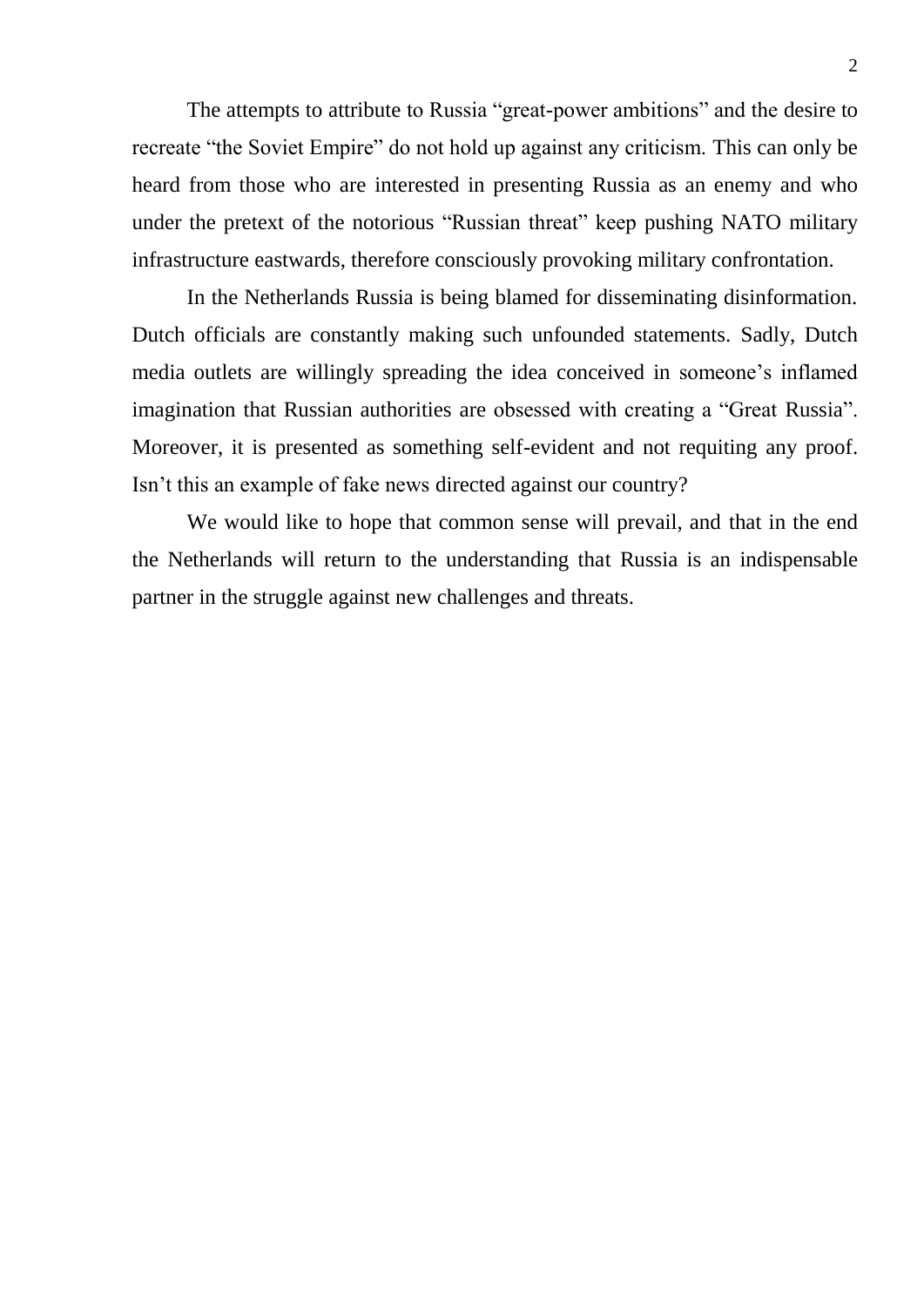The attempts to attribute to Russia "great-power ambitions" and the desire to recreate "the Soviet Empire" do not hold up against any criticism. This can only be heard from those who are interested in presenting Russia as an enemy and who under the pretext of the notorious "Russian threat" keep pushing NATO military infrastructure eastwards, therefore consciously provoking military confrontation.

In the Netherlands Russia is being blamed for disseminating disinformation. Dutch officials are constantly making such unfounded statements. Sadly, Dutch media outlets are willingly spreading the idea conceived in someone's inflamed imagination that Russian authorities are obsessed with creating a "Great Russia". Moreover, it is presented as something self-evident and not requiting any proof. Isn't this an example of fake news directed against our country?

We would like to hope that common sense will prevail, and that in the end the Netherlands will return to the understanding that Russia is an indispensable partner in the struggle against new challenges and threats.